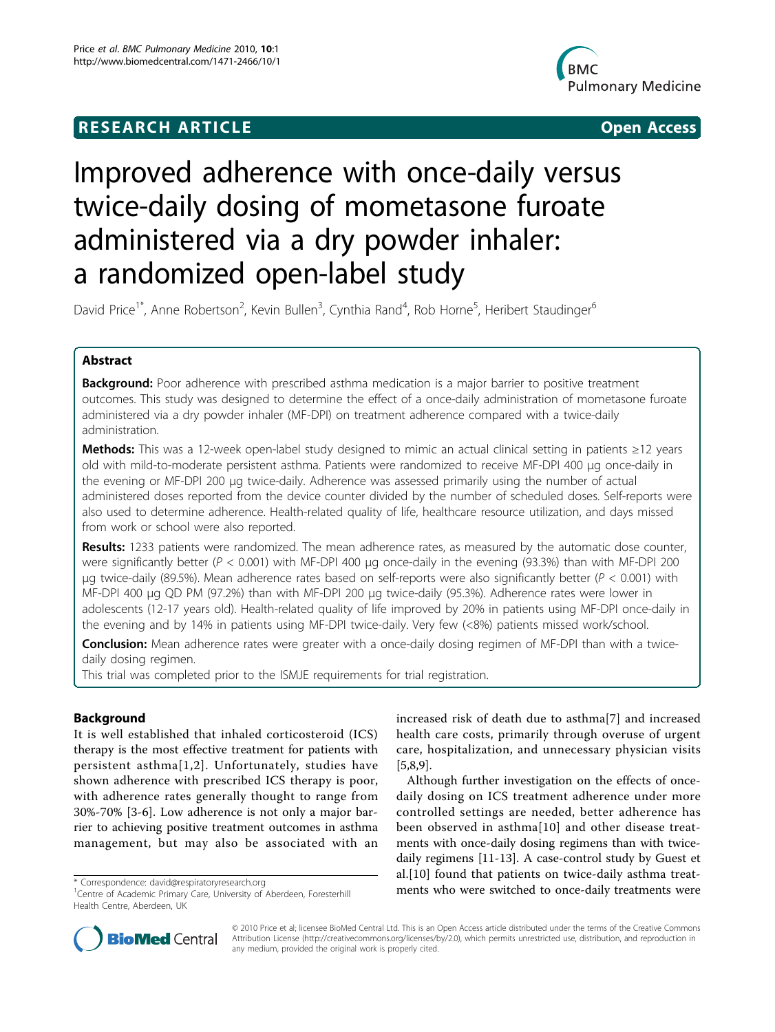# RESEARCH ARTICLE

Open Access

# Improved adherence with once-daily versus twice-daily dosing of mometasone furoate administered via a dry powder inhaler: a randomized open-label study

David Price[1*], Anne Robertson[2], Kevin Bullen[3], Cynthia Rand[4], Rob Horne[5], Heribert Staudinger[6]

## Abstract

**Background:** Poor adherence with prescribed asthma medication is a major barrier to positive treatment outcomes. This study was designed to determine the effect of a once-daily administration of mometasone furoate administered via a dry powder inhaler (MF-DPI) on treatment adherence compared with a twice-daily administration.

**Methods:** This was a 12-week open-label study designed to mimic an actual clinical setting in patients ≥12 years old with mild-to-moderate persistent asthma. Patients were randomized to receive MF-DPI 400 μg once-daily in the evening or MF-DPI 200 μg twice-daily. Adherence was assessed primarily using the number of actual administered doses reported from the device counter divided by the number of scheduled doses. Self-reports were also used to determine adherence. Health-related quality of life, healthcare resource utilization, and days missed from work or school were also reported.

**Results:** 1233 patients were randomized. The mean adherence rates, as measured by the automatic dose counter, were significantly better ($P < 0.001$) with MF-DPI 400 μg once-daily in the evening (93.3%) than with MF-DPI 200 μg twice-daily (89.5%). Mean adherence rates based on self-reports were also significantly better ($P < 0.001$) with MF-DPI 400 μg QD PM (97.2%) than with MF-DPI 200 μg twice-daily (95.3%). Adherence rates were lower in adolescents (12-17 years old). Health-related quality of life improved by 20% in patients using MF-DPI once-daily in the evening and by 14% in patients using MF-DPI twice-daily. Very few (<8%) patients missed work/school.

**Conclusion:** Mean adherence rates were greater with a once-daily dosing regimen of MF-DPI than with a twice-daily dosing regimen.

This trial was completed prior to the ISMJE requirements for trial registration.

## Background

It is well established that inhaled corticosteroid (ICS) therapy is the most effective treatment for patients with persistent asthma[1,2]. Unfortunately, studies have shown adherence with prescribed ICS therapy is poor, with adherence rates generally thought to range from 30%-70% [3-6]. Low adherence is not only a major barrier to achieving positive treatment outcomes in asthma management, but may also be associated with an increased risk of death due to asthma[7] and increased health care costs, primarily through overuse of urgent care, hospitalization, and unnecessary physician visits [5,8,9].

Although further investigation on the effects of once-daily dosing on ICS treatment adherence under more controlled settings are needed, better adherence has been observed in asthma[10] and other disease treatments with once-daily dosing regimens than with twice-daily regimens [11-13]. A case-control study by Guest et al.[10] found that patients on twice-daily asthma treatments who were switched to once-daily treatments were

* Correspondence: david@respiratoryresearch.org
[1]Centre of Academic Primary Care, University of Aberdeen, Foresterhill Health Centre, Aberdeen, UK

© 2010 Price et al; licensee BioMed Central Ltd. This is an Open Access article distributed under the terms of the Creative Commons Attribution License (http://creativecommons.org/licenses/by/2.0), which permits unrestricted use, distribution, and reproduction in any medium, provided the original work is properly cited.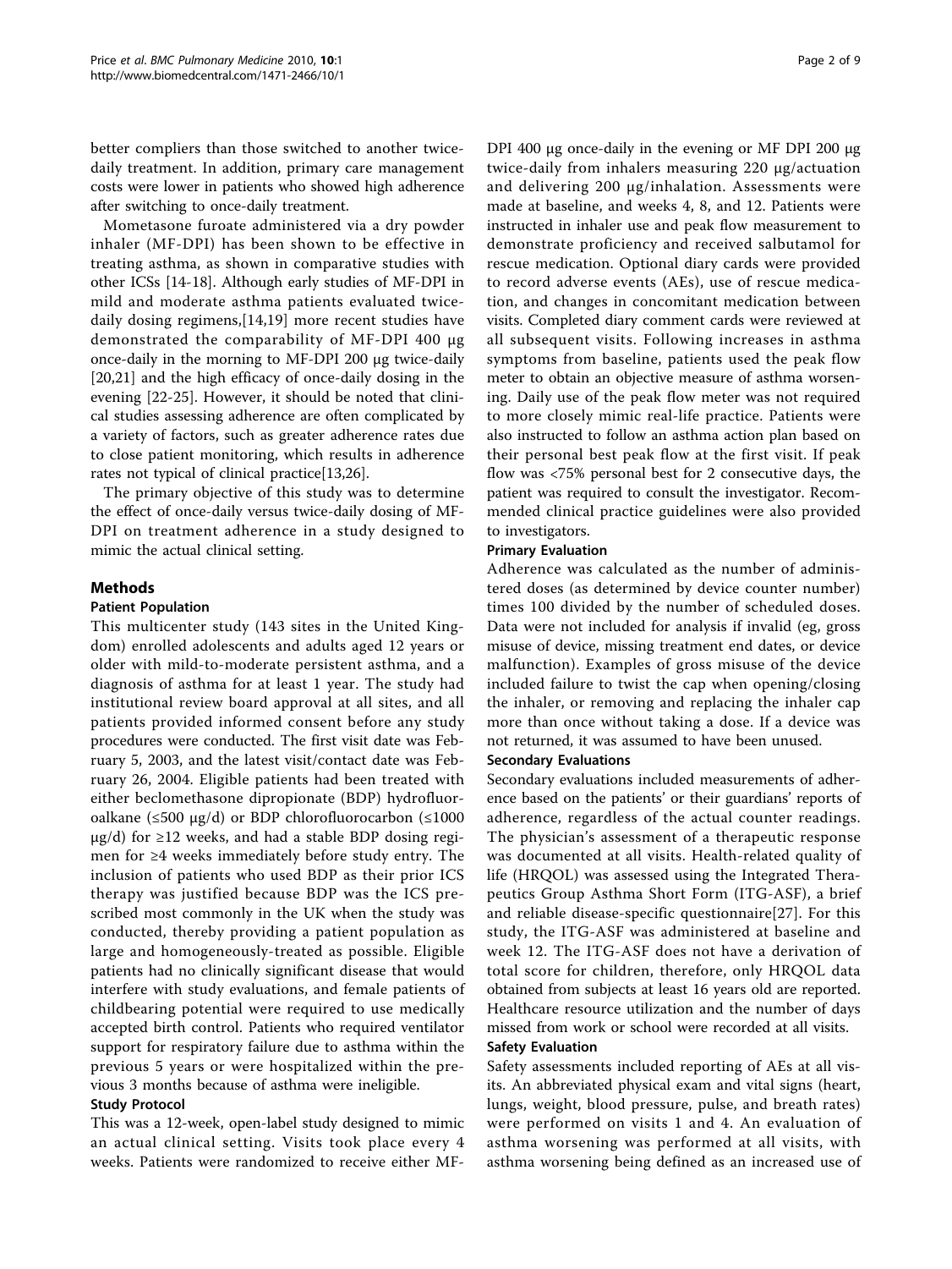better compliers than those switched to another twice-daily treatment. In addition, primary care management costs were lower in patients who showed high adherence after switching to once-daily treatment.

Mometasone furoate administered via a dry powder inhaler (MF-DPI) has been shown to be effective in treating asthma, as shown in comparative studies with other ICSs [14-18]. Although early studies of MF-DPI in mild and moderate asthma patients evaluated twice-daily dosing regimens,[14,19] more recent studies have demonstrated the comparability of MF-DPI 400 μg once-daily in the morning to MF-DPI 200 μg twice-daily [20,21] and the high efficacy of once-daily dosing in the evening [22-25]. However, it should be noted that clinical studies assessing adherence are often complicated by a variety of factors, such as greater adherence rates due to close patient monitoring, which results in adherence rates not typical of clinical practice[13,26].

The primary objective of this study was to determine the effect of once-daily versus twice-daily dosing of MF-DPI on treatment adherence in a study designed to mimic the actual clinical setting.

## Methods

### Patient Population

This multicenter study (143 sites in the United Kingdom) enrolled adolescents and adults aged 12 years or older with mild-to-moderate persistent asthma, and a diagnosis of asthma for at least 1 year. The study had institutional review board approval at all sites, and all patients provided informed consent before any study procedures were conducted. The first visit date was February 5, 2003, and the latest visit/contact date was February 26, 2004. Eligible patients had been treated with either beclomethasone dipropionate (BDP) hydrofluoroalkane (≤500 μg/d) or BDP chlorofluorocarbon (≤1000 μg/d) for ≥12 weeks, and had a stable BDP dosing regimen for ≥4 weeks immediately before study entry. The inclusion of patients who used BDP as their prior ICS therapy was justified because BDP was the ICS prescribed most commonly in the UK when the study was conducted, thereby providing a patient population as large and homogeneously-treated as possible. Eligible patients had no clinically significant disease that would interfere with study evaluations, and female patients of childbearing potential were required to use medically accepted birth control. Patients who required ventilator support for respiratory failure due to asthma within the previous 5 years or were hospitalized within the previous 3 months because of asthma were ineligible.

### Study Protocol

This was a 12-week, open-label study designed to mimic an actual clinical setting. Visits took place every 4 weeks. Patients were randomized to receive either MF-DPI 400 μg once-daily in the evening or MF DPI 200 μg twice-daily from inhalers measuring 220 μg/actuation and delivering 200 μg/inhalation. Assessments were made at baseline, and weeks 4, 8, and 12. Patients were instructed in inhaler use and peak flow measurement to demonstrate proficiency and received salbutamol for rescue medication. Optional diary cards were provided to record adverse events (AEs), use of rescue medication, and changes in concomitant medication between visits. Completed diary comment cards were reviewed at all subsequent visits. Following increases in asthma symptoms from baseline, patients used the peak flow meter to obtain an objective measure of asthma worsening. Daily use of the peak flow meter was not required to more closely mimic real-life practice. Patients were also instructed to follow an asthma action plan based on their personal best peak flow at the first visit. If peak flow was <75% personal best for 2 consecutive days, the patient was required to consult the investigator. Recommended clinical practice guidelines were also provided to investigators.

### Primary Evaluation

Adherence was calculated as the number of administered doses (as determined by device counter number) times 100 divided by the number of scheduled doses. Data were not included for analysis if invalid (eg, gross misuse of device, missing treatment end dates, or device malfunction). Examples of gross misuse of the device included failure to twist the cap when opening/closing the inhaler, or removing and replacing the inhaler cap more than once without taking a dose. If a device was not returned, it was assumed to have been unused.

### Secondary Evaluations

Secondary evaluations included measurements of adherence based on the patients' or their guardians' reports of adherence, regardless of the actual counter readings. The physician's assessment of a therapeutic response was documented at all visits. Health-related quality of life (HRQOL) was assessed using the Integrated Therapeutics Group Asthma Short Form (ITG-ASF), a brief and reliable disease-specific questionnaire[27]. For this study, the ITG-ASF was administered at baseline and week 12. The ITG-ASF does not have a derivation of total score for children, therefore, only HRQOL data obtained from subjects at least 16 years old are reported. Healthcare resource utilization and the number of days missed from work or school were recorded at all visits.

### Safety Evaluation

Safety assessments included reporting of AEs at all visits. An abbreviated physical exam and vital signs (heart, lungs, weight, blood pressure, pulse, and breath rates) were performed on visits 1 and 4. An evaluation of asthma worsening was performed at all visits, with asthma worsening being defined as an increased use of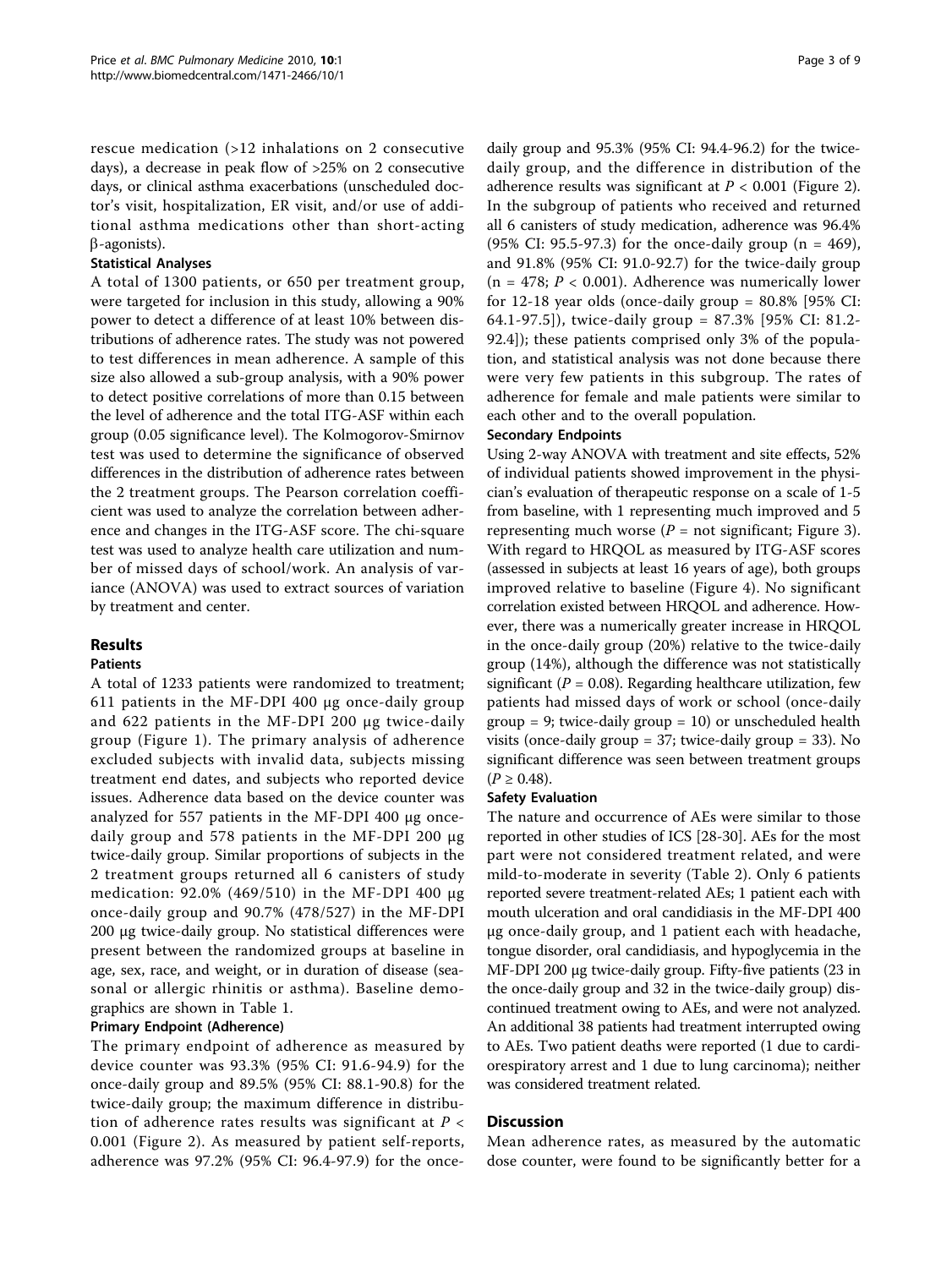rescue medication (>12 inhalations on 2 consecutive days), a decrease in peak flow of >25% on 2 consecutive days, or clinical asthma exacerbations (unscheduled doctor's visit, hospitalization, ER visit, and/or use of additional asthma medications other than short-acting β-agonists).

### Statistical Analyses

A total of 1300 patients, or 650 per treatment group, were targeted for inclusion in this study, allowing a 90% power to detect a difference of at least 10% between distributions of adherence rates. The study was not powered to test differences in mean adherence. A sample of this size also allowed a sub-group analysis, with a 90% power to detect positive correlations of more than 0.15 between the level of adherence and the total ITG-ASF within each group (0.05 significance level). The Kolmogorov-Smirnov test was used to determine the significance of observed differences in the distribution of adherence rates between the 2 treatment groups. The Pearson correlation coefficient was used to analyze the correlation between adherence and changes in the ITG-ASF score. The chi-square test was used to analyze health care utilization and number of missed days of school/work. An analysis of variance (ANOVA) was used to extract sources of variation by treatment and center.

## Results

### Patients

A total of 1233 patients were randomized to treatment; 611 patients in the MF-DPI 400 μg once-daily group and 622 patients in the MF-DPI 200 μg twice-daily group (Figure 1). The primary analysis of adherence excluded subjects with invalid data, subjects missing treatment end dates, and subjects who reported device issues. Adherence data based on the device counter was analyzed for 557 patients in the MF-DPI 400 μg once-daily group and 578 patients in the MF-DPI 200 μg twice-daily group. Similar proportions of subjects in the 2 treatment groups returned all 6 canisters of study medication: 92.0% (469/510) in the MF-DPI 400 μg once-daily group and 90.7% (478/527) in the MF-DPI 200 μg twice-daily group. No statistical differences were present between the randomized groups at baseline in age, sex, race, and weight, or in duration of disease (seasonal or allergic rhinitis or asthma). Baseline demographics are shown in Table 1.

### Primary Endpoint (Adherence)

The primary endpoint of adherence as measured by device counter was 93.3% (95% CI: 91.6-94.9) for the once-daily group and 89.5% (95% CI: 88.1-90.8) for the twice-daily group; the maximum difference in distribution of adherence rates results was significant at $P < 0.001$ (Figure 2). As measured by patient self-reports, adherence was 97.2% (95% CI: 96.4-97.9) for the once-daily group and 95.3% (95% CI: 94.4-96.2) for the twice-daily group, and the difference in distribution of the adherence results was significant at $P < 0.001$ (Figure 2). In the subgroup of patients who received and returned all 6 canisters of study medication, adherence was 96.4% (95% CI: 95.5-97.3) for the once-daily group (n = 469), and 91.8% (95% CI: 91.0-92.7) for the twice-daily group (n = 478; $P < 0.001$). Adherence was numerically lower for 12-18 year olds (once-daily group = 80.8% [95% CI: 64.1-97.5]), twice-daily group = 87.3% [95% CI: 81.2-92.4]); these patients comprised only 3% of the population, and statistical analysis was not done because there were very few patients in this subgroup. The rates of adherence for female and male patients were similar to each other and to the overall population.

### Secondary Endpoints

Using 2-way ANOVA with treatment and site effects, 52% of individual patients showed improvement in the physician's evaluation of therapeutic response on a scale of 1-5 from baseline, with 1 representing much improved and 5 representing much worse ($P$ = not significant; Figure 3). With regard to HRQOL as measured by ITG-ASF scores (assessed in subjects at least 16 years of age), both groups improved relative to baseline (Figure 4). No significant correlation existed between HRQOL and adherence. However, there was a numerically greater increase in HRQOL in the once-daily group (20%) relative to the twice-daily group (14%), although the difference was not statistically significant ($P = 0.08$). Regarding healthcare utilization, few patients had missed days of work or school (once-daily group = 9; twice-daily group = 10) or unscheduled health visits (once-daily group = 37; twice-daily group = 33). No significant difference was seen between treatment groups ($P \geq 0.48$).

### Safety Evaluation

The nature and occurrence of AEs were similar to those reported in other studies of ICS [28-30]. AEs for the most part were not considered treatment related, and were mild-to-moderate in severity (Table 2). Only 6 patients reported severe treatment-related AEs; 1 patient each with mouth ulceration and oral candidiasis in the MF-DPI 400 μg once-daily group, and 1 patient each with headache, tongue disorder, oral candidiasis, and hypoglycemia in the MF-DPI 200 μg twice-daily group. Fifty-five patients (23 in the once-daily group and 32 in the twice-daily group) discontinued treatment owing to AEs, and were not analyzed. An additional 38 patients had treatment interrupted owing to AEs. Two patient deaths were reported (1 due to cardiorespiratory arrest and 1 due to lung carcinoma); neither was considered treatment related.

## Discussion

Mean adherence rates, as measured by the automatic dose counter, were found to be significantly better for a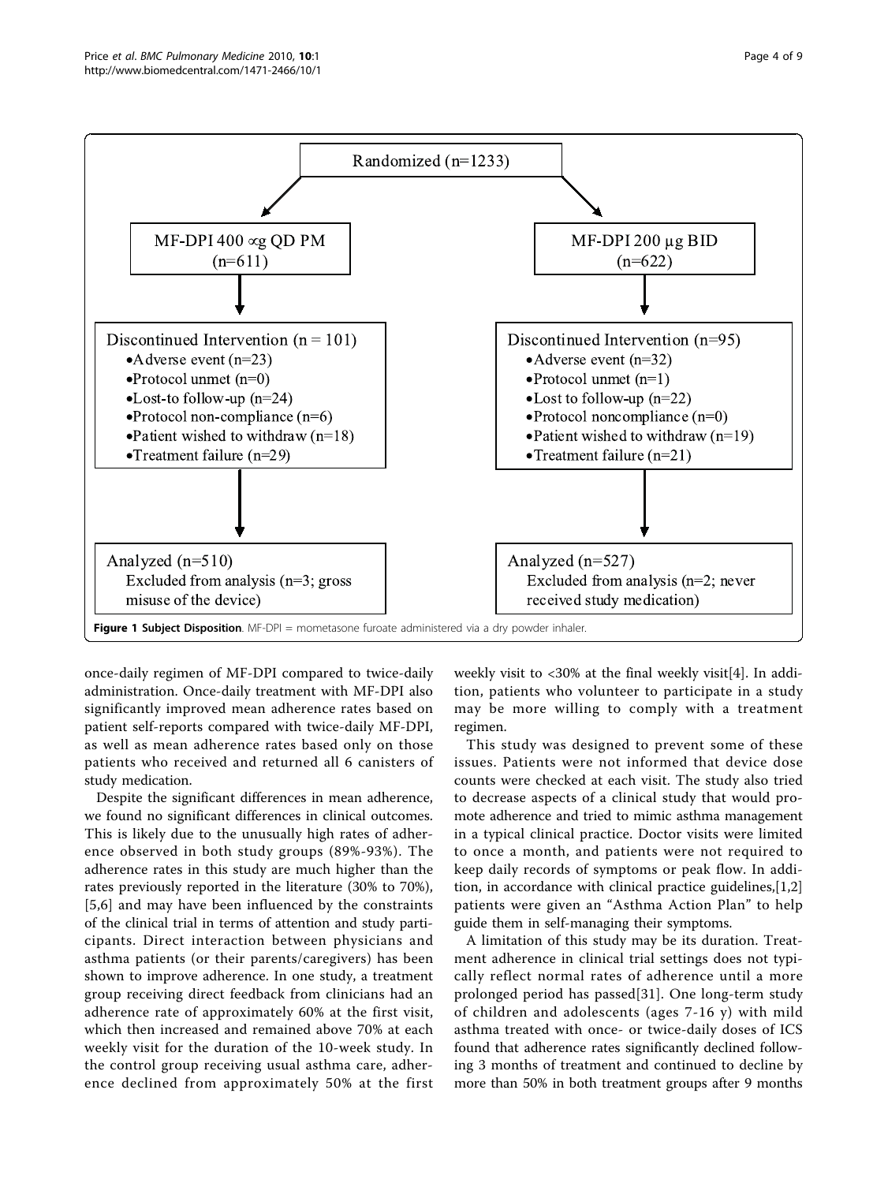Randomized (n=1233)

MF-DPI 400 ∝g QD PM (n=611)

- Discontinued Intervention (n = 101)
  - Adverse event (n=23)
  - Protocol unmet (n=0)
  - Lost-to follow-up (n=24)
  - Protocol non-compliance (n=6)
  - Patient wished to withdraw (n=18)
  - Treatment failure (n=29)
- Analyzed (n=510)
  - Excluded from analysis (n=3; gross misuse of the device)

MF-DPI 200 µg BID (n=622)

- Discontinued Intervention (n=95)
  - Adverse event (n=32)
  - Protocol unmet (n=1)
  - Lost to follow-up (n=22)
  - Protocol noncompliance (n=0)
  - Patient wished to withdraw (n=19)
  - Treatment failure (n=21)
- Analyzed (n=527)
  - Excluded from analysis (n=2; never received study medication)

**Figure 1 Subject Disposition**. MF-DPI = mometasone furoate administered via a dry powder inhaler.

once-daily regimen of MF-DPI compared to twice-daily administration. Once-daily treatment with MF-DPI also significantly improved mean adherence rates based on patient self-reports compared with twice-daily MF-DPI, as well as mean adherence rates based only on those patients who received and returned all 6 canisters of study medication.

Despite the significant differences in mean adherence, we found no significant differences in clinical outcomes. This is likely due to the unusually high rates of adherence observed in both study groups (89%-93%). The adherence rates in this study are much higher than the rates previously reported in the literature (30% to 70%), [5,6] and may have been influenced by the constraints of the clinical trial in terms of attention and study participants. Direct interaction between physicians and asthma patients (or their parents/caregivers) has been shown to improve adherence. In one study, a treatment group receiving direct feedback from clinicians had an adherence rate of approximately 60% at the first visit, which then increased and remained above 70% at each weekly visit for the duration of the 10-week study. In the control group receiving usual asthma care, adherence declined from approximately 50% at the first weekly visit to <30% at the final weekly visit[4]. In addition, patients who volunteer to participate in a study may be more willing to comply with a treatment regimen.

This study was designed to prevent some of these issues. Patients were not informed that device dose counts were checked at each visit. The study also tried to decrease aspects of a clinical study that would promote adherence and tried to mimic asthma management in a typical clinical practice. Doctor visits were limited to once a month, and patients were not required to keep daily records of symptoms or peak flow. In addition, in accordance with clinical practice guidelines,[1,2] patients were given an "Asthma Action Plan" to help guide them in self-managing their symptoms.

A limitation of this study may be its duration. Treatment adherence in clinical trial settings does not typically reflect normal rates of adherence until a more prolonged period has passed[31]. One long-term study of children and adolescents (ages 7-16 y) with mild asthma treated with once- or twice-daily doses of ICS found that adherence rates significantly declined following 3 months of treatment and continued to decline by more than 50% in both treatment groups after 9 months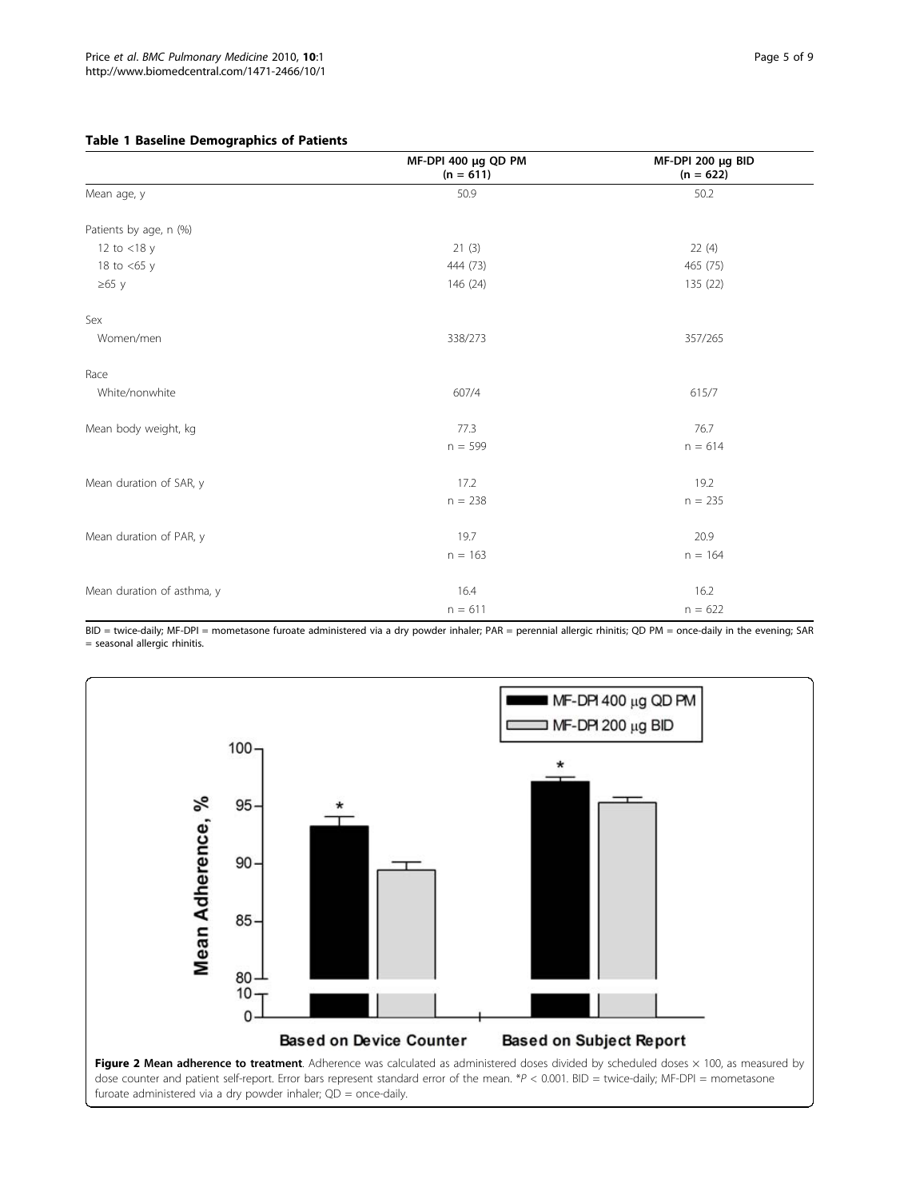**Table 1 Baseline Demographics of Patients**

| | MF-DPI 400 μg QD PM (n = 611) | MF-DPI 200 μg BID (n = 622) |
|---|---|---|
| Mean age, y | 50.9 | 50.2 |
| Patients by age, n (%) | | |
| 12 to <18 y | 21 (3) | 22 (4) |
| 18 to <65 y | 444 (73) | 465 (75) |
| ≥65 y | 146 (24) | 135 (22) |
| Sex | | |
| Women/men | 338/273 | 357/265 |
| Race | | |
| White/nonwhite | 607/4 | 615/7 |
| Mean body weight, kg | 77.3<br>n = 599 | 76.7<br>n = 614 |
| Mean duration of SAR, y | 17.2<br>n = 238 | 19.2<br>n = 235 |
| Mean duration of PAR, y | 19.7<br>n = 163 | 20.9<br>n = 164 |
| Mean duration of asthma, y | 16.4<br>n = 611 | 16.2<br>n = 622 |

BID = twice-daily; MF-DPI = mometasone furoate administered via a dry powder inhaler; PAR = perennial allergic rhinitis; QD PM = once-daily in the evening; SAR = seasonal allergic rhinitis.

**Figure 2 Mean adherence to treatment**. Adherence was calculated as administered doses divided by scheduled doses × 100, as measured by dose counter and patient self-report. Error bars represent standard error of the mean. *$P < 0.001$. BID = twice-daily; MF-DPI = mometasone furoate administered via a dry powder inhaler; QD = once-daily.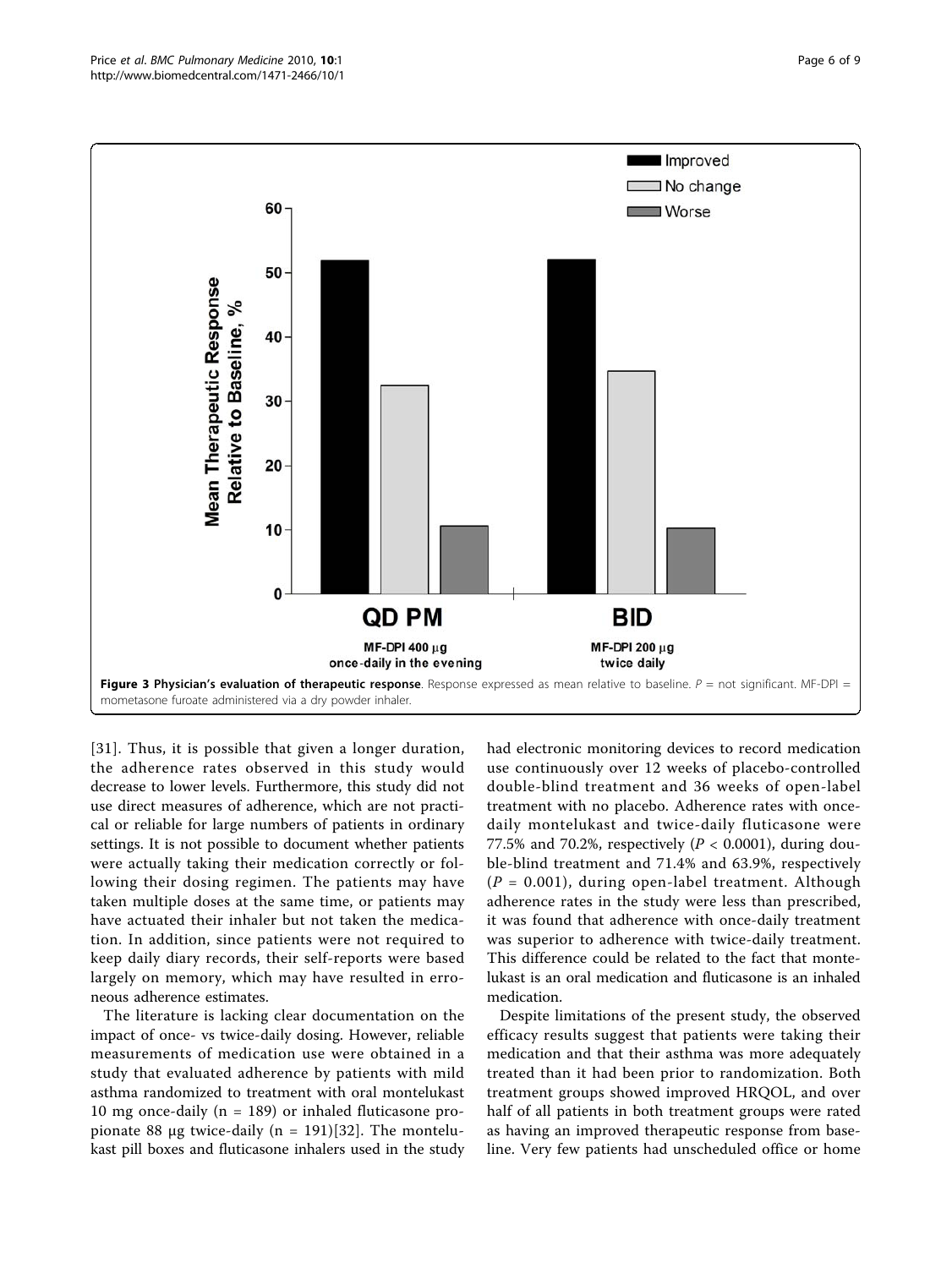**Figure 3 Physician's evaluation of therapeutic response**. Response expressed as mean relative to baseline. $P$ = not significant. MF-DPI = mometasone furoate administered via a dry powder inhaler.

[31]. Thus, it is possible that given a longer duration, the adherence rates observed in this study would decrease to lower levels. Furthermore, this study did not use direct measures of adherence, which are not practical or reliable for large numbers of patients in ordinary settings. It is not possible to document whether patients were actually taking their medication correctly or following their dosing regimen. The patients may have taken multiple doses at the same time, or patients may have actuated their inhaler but not taken the medication. In addition, since patients were not required to keep daily diary records, their self-reports were based largely on memory, which may have resulted in erroneous adherence estimates.

The literature is lacking clear documentation on the impact of once- vs twice-daily dosing. However, reliable measurements of medication use were obtained in a study that evaluated adherence by patients with mild asthma randomized to treatment with oral montelukast 10 mg once-daily (n = 189) or inhaled fluticasone propionate 88 μg twice-daily (n = 191)[32]. The montelukast pill boxes and fluticasone inhalers used in the study had electronic monitoring devices to record medication use continuously over 12 weeks of placebo-controlled double-blind treatment and 36 weeks of open-label treatment with no placebo. Adherence rates with once-daily montelukast and twice-daily fluticasone were 77.5% and 70.2%, respectively ($P < 0.0001$), during double-blind treatment and 71.4% and 63.9%, respectively ($P = 0.001$), during open-label treatment. Although adherence rates in the study were less than prescribed, it was found that adherence with once-daily treatment was superior to adherence with twice-daily treatment. This difference could be related to the fact that montelukast is an oral medication and fluticasone is an inhaled medication.

Despite limitations of the present study, the observed efficacy results suggest that patients were taking their medication and that their asthma was more adequately treated than it had been prior to randomization. Both treatment groups showed improved HRQOL, and over half of all patients in both treatment groups were rated as having an improved therapeutic response from baseline. Very few patients had unscheduled office or home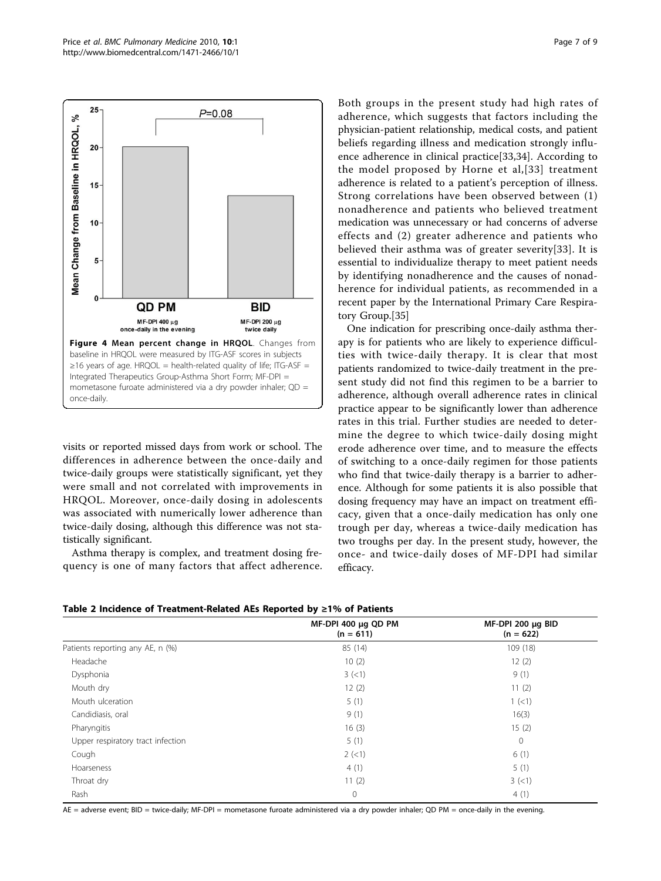Figure 4 **Mean percent change in HRQOL**. Changes from baseline in HRQOL were measured by ITG-ASF scores in subjects ≥16 years of age. HRQOL = health-related quality of life; ITG-ASF = Integrated Therapeutics Group-Asthma Short Form; MF-DPI = mometasone furoate administered via a dry powder inhaler; QD = once-daily.

visits or reported missed days from work or school. The differences in adherence between the once-daily and twice-daily groups were statistically significant, yet they were small and not correlated with improvements in HRQOL. Moreover, once-daily dosing in adolescents was associated with numerically lower adherence than twice-daily dosing, although this difference was not statistically significant.

Asthma therapy is complex, and treatment dosing frequency is one of many factors that affect adherence. Both groups in the present study had high rates of adherence, which suggests that factors including the physician-patient relationship, medical costs, and patient beliefs regarding illness and medication strongly influence adherence in clinical practice[33,34]. According to the model proposed by Horne et al,[33] treatment adherence is related to a patient's perception of illness. Strong correlations have been observed between (1) nonadherence and patients who believed treatment medication was unnecessary or had concerns of adverse effects and (2) greater adherence and patients who believed their asthma was of greater severity[33]. It is essential to individualize therapy to meet patient needs by identifying nonadherence and the causes of nonadherence for individual patients, as recommended in a recent paper by the International Primary Care Respiratory Group.[35]

One indication for prescribing once-daily asthma therapy is for patients who are likely to experience difficulties with twice-daily therapy. It is clear that most patients randomized to twice-daily treatment in the present study did not find this regimen to be a barrier to adherence, although overall adherence rates in clinical practice appear to be significantly lower than adherence rates in this trial. Further studies are needed to determine the degree to which twice-daily dosing might erode adherence over time, and to measure the effects of switching to a once-daily regimen for those patients who find that twice-daily therapy is a barrier to adherence. Although for some patients it is also possible that dosing frequency may have an impact on treatment efficacy, given that a once-daily medication has only one trough per day, whereas a twice-daily medication has two troughs per day. In the present study, however, the once- and twice-daily doses of MF-DPI had similar efficacy.

**Table 2 Incidence of Treatment-Related AEs Reported by ≥1% of Patients**

| | MF-DPI 400 μg QD PM (n = 611) | MF-DPI 200 μg BID (n = 622) |
|---|---|---|
| Patients reporting any AE, n (%) | 85 (14) | 109 (18) |
| Headache | 10 (2) | 12 (2) |
| Dysphonia | 3 (<1) | 9 (1) |
| Mouth dry | 12 (2) | 11 (2) |
| Mouth ulceration | 5 (1) | 1 (<1) |
| Candidiasis, oral | 9 (1) | 16(3) |
| Pharyngitis | 16 (3) | 15 (2) |
| Upper respiratory tract infection | 5 (1) | 0 |
| Cough | 2 (<1) | 6 (1) |
| Hoarseness | 4 (1) | 5 (1) |
| Throat dry | 11 (2) | 3 (<1) |
| Rash | 0 | 4 (1) |

AE = adverse event; BID = twice-daily; MF-DPI = mometasone furoate administered via a dry powder inhaler; QD PM = once-daily in the evening.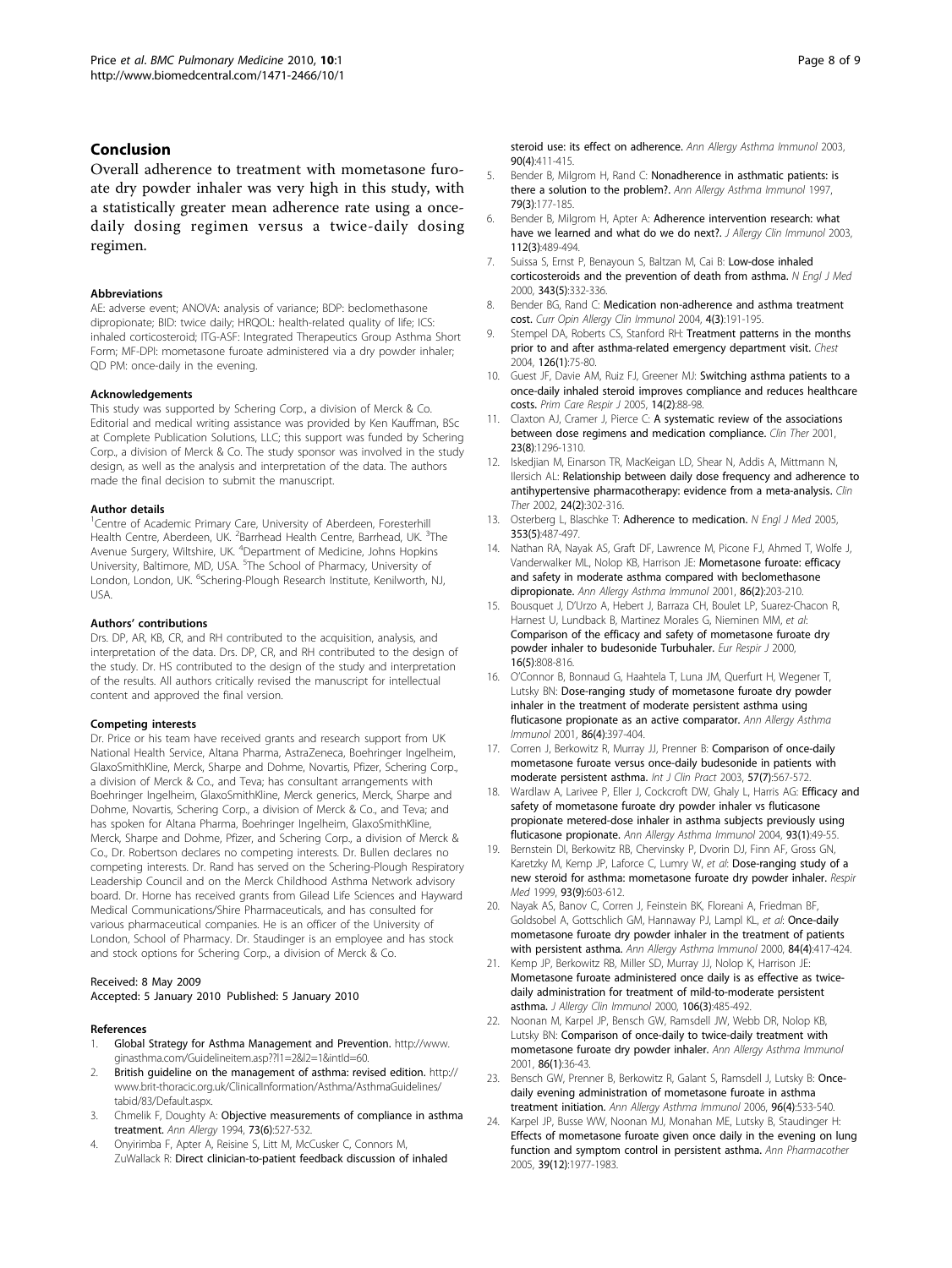## Conclusion

Overall adherence to treatment with mometasone furoate dry powder inhaler was very high in this study, with a statistically greater mean adherence rate using a once-daily dosing regimen versus a twice-daily dosing regimen.

#### Abbreviations

AE: adverse event; ANOVA: analysis of variance; BDP: beclomethasone dipropionate; BID: twice daily; HRQOL: health-related quality of life; ICS: inhaled corticosteroid; ITG-ASF: Integrated Therapeutics Group Asthma Short Form; MF-DPI: mometasone furoate administered via a dry powder inhaler; QD PM: once-daily in the evening.

#### Acknowledgements

This study was supported by Schering Corp., a division of Merck & Co. Editorial and medical writing assistance was provided by Ken Kauffman, BSc at Complete Publication Solutions, LLC; this support was funded by Schering Corp., a division of Merck & Co. The study sponsor was involved in the study design, as well as the analysis and interpretation of the data. The authors made the final decision to submit the manuscript.

#### Author details

[1]Centre of Academic Primary Care, University of Aberdeen, Foresterhill Health Centre, Aberdeen, UK. [2]Barrhead Health Centre, Barrhead, UK. [3]The Avenue Surgery, Wiltshire, UK. [4]Department of Medicine, Johns Hopkins University, Baltimore, MD, USA. [5]The School of Pharmacy, University of London, London, UK. [6]Schering-Plough Research Institute, Kenilworth, NJ, USA.

#### Authors' contributions

Drs. DP, AR, KB, CR, and RH contributed to the acquisition, analysis, and interpretation of the data. Drs. DP, CR, and RH contributed to the design of the study. Dr. HS contributed to the design of the study and interpretation of the results. All authors critically revised the manuscript for intellectual content and approved the final version.

#### Competing interests

Dr. Price or his team have received grants and research support from UK National Health Service, Altana Pharma, AstraZeneca, Boehringer Ingelheim, GlaxoSmithKline, Merck, Sharpe and Dohme, Novartis, Pfizer, Schering Corp., a division of Merck & Co., and Teva; has consultant arrangements with Boehringer Ingelheim, GlaxoSmithKline, Merck generics, Merck, Sharpe and Dohme, Novartis, Schering Corp., a division of Merck & Co., and Teva; and has spoken for Altana Pharma, Boehringer Ingelheim, GlaxoSmithKline, Merck, Sharpe and Dohme, Pfizer, and Schering Corp., a division of Merck & Co., Dr. Robertson declares no competing interests. Dr. Bullen declares no competing interests. Dr. Rand has served on the Schering-Plough Respiratory Leadership Council and on the Merck Childhood Asthma Network advisory board. Dr. Horne has received grants from Gilead Life Sciences and Hayward Medical Communications/Shire Pharmaceuticals, and has consulted for various pharmaceutical companies. He is an officer of the University of London, School of Pharmacy. Dr. Staudinger is an employee and has stock and stock options for Schering Corp., a division of Merck & Co.

Received: 8 May 2009
Accepted: 5 January 2010 Published: 5 January 2010

#### References

1. Global Strategy for Asthma Management and Prevention. http://www.ginasthma.com/Guidelineitem.asp??l1=2&l2=1&intId=60.
2. British guideline on the management of asthma: revised edition. http://www.brit-thoracic.org.uk/ClinicalInformation/Asthma/AsthmaGuidelines/tabid/83/Default.aspx.
3. Chmelik F, Doughty A: Objective measurements of compliance in asthma treatment. *Ann Allergy* 1994, **73(6)**:527-532.
4. Onyirimba F, Apter A, Reisine S, Litt M, McCusker C, Connors M, ZuWallack R: Direct clinician-to-patient feedback discussion of inhaled steroid use: its effect on adherence. *Ann Allergy Asthma Immunol* 2003, **90(4)**:411-415.
5. Bender B, Milgrom H, Rand C: Nonadherence in asthmatic patients: is there a solution to the problem?. *Ann Allergy Asthma Immunol* 1997, **79(3)**:177-185.
6. Bender B, Milgrom H, Apter A: Adherence intervention research: what have we learned and what do we do next?. *J Allergy Clin Immunol* 2003, **112(3)**:489-494.
7. Suissa S, Ernst P, Benayoun S, Baltzan M, Cai B: Low-dose inhaled corticosteroids and the prevention of death from asthma. *N Engl J Med* 2000, **343(5)**:332-336.
8. Bender BG, Rand C: Medication non-adherence and asthma treatment cost. *Curr Opin Allergy Clin Immunol* 2004, **4(3)**:191-195.
9. Stempel DA, Roberts CS, Stanford RH: Treatment patterns in the months prior to and after asthma-related emergency department visit. *Chest* 2004, **126(1)**:75-80.
10. Guest JF, Davie AM, Ruiz FJ, Greener MJ: Switching asthma patients to a once-daily inhaled steroid improves compliance and reduces healthcare costs. *Prim Care Respir J* 2005, **14(2)**:88-98.
11. Claxton AJ, Cramer J, Pierce C: A systematic review of the associations between dose regimens and medication compliance. *Clin Ther* 2001, **23(8)**:1296-1310.
12. Iskedjian M, Einarson TR, MacKeigan LD, Shear N, Addis A, Mittmann N, Ilersich AL: Relationship between daily dose frequency and adherence to antihypertensive pharmacotherapy: evidence from a meta-analysis. *Clin Ther* 2002, **24(2)**:302-316.
13. Osterberg L, Blaschke T: Adherence to medication. *N Engl J Med* 2005, **353(5)**:487-497.
14. Nathan RA, Nayak AS, Graft DF, Lawrence M, Picone FJ, Ahmed T, Wolfe J, Vanderwalker ML, Nolop KB, Harrison JE: Mometasone furoate: efficacy and safety in moderate asthma compared with beclomethasone dipropionate. *Ann Allergy Asthma Immunol* 2001, **86(2)**:203-210.
15. Bousquet J, D'Urzo A, Hebert J, Barraza CH, Boulet LP, Suarez-Chacon R, Harnest U, Lundback B, Martinez Morales G, Nieminen MM, *et al*: Comparison of the efficacy and safety of mometasone furoate dry powder inhaler to budesonide Turbuhaler. *Eur Respir J* 2000, **16(5)**:808-816.
16. O'Connor B, Bonnaud G, Haahtela T, Luna JM, Querfurt H, Wegener T, Lutsky BN: Dose-ranging study of mometasone furoate dry powder inhaler in the treatment of moderate persistent asthma using fluticasone propionate as an active comparator. *Ann Allergy Asthma Immunol* 2001, **86(4)**:397-404.
17. Corren J, Berkowitz R, Murray JJ, Prenner B: Comparison of once-daily mometasone furoate versus once-daily budesonide in patients with moderate persistent asthma. *Int J Clin Pract* 2003, **57(7)**:567-572.
18. Wardlaw A, Larivee P, Eller J, Cockcroft DW, Ghaly L, Harris AG: Efficacy and safety of mometasone furoate dry powder inhaler vs fluticasone propionate metered-dose inhaler in asthma subjects previously using fluticasone propionate. *Ann Allergy Asthma Immunol* 2004, **93(1)**:49-55.
19. Bernstein DI, Berkowitz RB, Chervinsky P, Dvorin DJ, Finn AF, Gross GN, Karetzky M, Kemp JP, Laforce C, Lumry W, *et al*: Dose-ranging study of a new steroid for asthma: mometasone furoate dry powder inhaler. *Respir Med* 1999, **93(9)**:603-612.
20. Nayak AS, Banov C, Corren J, Feinstein BK, Floreani A, Friedman BF, Goldsobel A, Gottschlich GM, Hannaway PJ, Lampl KL, *et al*: Once-daily mometasone furoate dry powder inhaler in the treatment of patients with persistent asthma. *Ann Allergy Asthma Immunol* 2000, **84(4)**:417-424.
21. Kemp JP, Berkowitz RB, Miller SD, Murray JJ, Nolop K, Harrison JE: Mometasone furoate administered once daily is as effective as twice-daily administration for treatment of mild-to-moderate persistent asthma. *J Allergy Clin Immunol* 2000, **106(3)**:485-492.
22. Noonan M, Karpel JP, Bensch GW, Ramsdell JW, Webb DR, Nolop KB, Lutsky BN: Comparison of once-daily to twice-daily treatment with mometasone furoate dry powder inhaler. *Ann Allergy Asthma Immunol* 2001, **86(1)**:36-43.
23. Bensch GW, Prenner B, Berkowitz R, Galant S, Ramsdell J, Lutsky B: Once-daily evening administration of mometasone furoate in asthma treatment initiation. *Ann Allergy Asthma Immunol* 2006, **96(4)**:533-540.
24. Karpel JP, Busse WW, Noonan MJ, Monahan ME, Lutsky B, Staudinger H: Effects of mometasone furoate given once daily in the evening on lung function and symptom control in persistent asthma. *Ann Pharmacother* 2005, **39(12)**:1977-1983.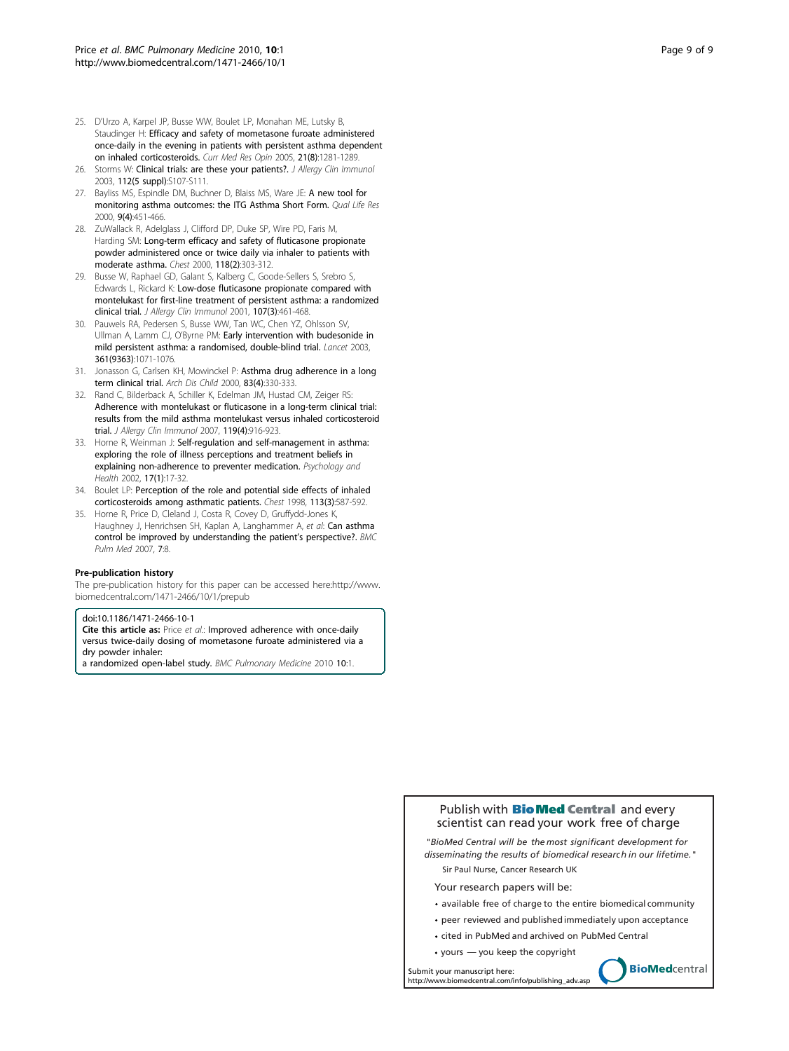25. D'Urzo A, Karpel JP, Busse WW, Boulet LP, Monahan ME, Lutsky B, Staudinger H: **Efficacy and safety of mometasone furoate administered once-daily in the evening in patients with persistent asthma dependent on inhaled corticosteroids.** *Curr Med Res Opin* 2005, **21(8)**:1281-1289.
26. Storms W: **Clinical trials: are these your patients?.** *J Allergy Clin Immunol* 2003, **112(5 suppl)**:S107-S111.
27. Bayliss MS, Espindle DM, Buchner D, Blaiss MS, Ware JE: **A new tool for monitoring asthma outcomes: the ITG Asthma Short Form.** *Qual Life Res* 2000, **9(4)**:451-466.
28. ZuWallack R, Adelglass J, Clifford DP, Duke SP, Wire PD, Faris M, Harding SM: **Long-term efficacy and safety of fluticasone propionate powder administered once or twice daily via inhaler to patients with moderate asthma.** *Chest* 2000, **118(2)**:303-312.
29. Busse W, Raphael GD, Galant S, Kalberg C, Goode-Sellers S, Srebro S, Edwards L, Rickard K: **Low-dose fluticasone propionate compared with montelukast for first-line treatment of persistent asthma: a randomized clinical trial.** *J Allergy Clin Immunol* 2001, **107(3)**:461-468.
30. Pauwels RA, Pedersen S, Busse WW, Tan WC, Chen YZ, Ohlsson SV, Ullman A, Lamm CJ, O'Byrne PM: **Early intervention with budesonide in mild persistent asthma: a randomised, double-blind trial.** *Lancet* 2003, **361(9363)**:1071-1076.
31. Jonasson G, Carlsen KH, Mowinckel P: **Asthma drug adherence in a long term clinical trial.** *Arch Dis Child* 2000, **83(4)**:330-333.
32. Rand C, Bilderback A, Schiller K, Edelman JM, Hustad CM, Zeiger RS: **Adherence with montelukast or fluticasone in a long-term clinical trial: results from the mild asthma montelukast versus inhaled corticosteroid trial.** *J Allergy Clin Immunol* 2007, **119(4)**:916-923.
33. Horne R, Weinman J: **Self-regulation and self-management in asthma: exploring the role of illness perceptions and treatment beliefs in explaining non-adherence to preventer medication.** *Psychology and Health* 2002, **17(1)**:17-32.
34. Boulet LP: **Perception of the role and potential side effects of inhaled corticosteroids among asthmatic patients.** *Chest* 1998, **113(3)**:587-592.
35. Horne R, Price D, Cleland J, Costa R, Covey D, Gruffydd-Jones K, Haughney J, Henrichsen SH, Kaplan A, Langhammer A, *et al*: **Can asthma control be improved by understanding the patient's perspective?.** *BMC Pulm Med* 2007, **7**:8.

#### Pre-publication history

The pre-publication history for this paper can be accessed here:http://www.biomedcentral.com/1471-2466/10/1/prepub

doi:10.1186/1471-2466-10-1

**Cite this article as:** Price *et al.*: Improved adherence with once-daily versus twice-daily dosing of mometasone furoate administered via a dry powder inhaler: a randomized open-label study. *BMC Pulmonary Medicine* 2010 **10**:1.

Publish with **BioMed Central** and every scientist can read your work free of charge

*"BioMed Central will be the most significant development for disseminating the results of biomedical research in our lifetime."*

Sir Paul Nurse, Cancer Research UK

Your research papers will be:

- available free of charge to the entire biomedical community
- peer reviewed and published immediately upon acceptance
- cited in PubMed and archived on PubMed Central
- yours — you keep the copyright

Submit your manuscript here:
http://www.biomedcentral.com/info/publishing_adv.asp

**BioMed**central